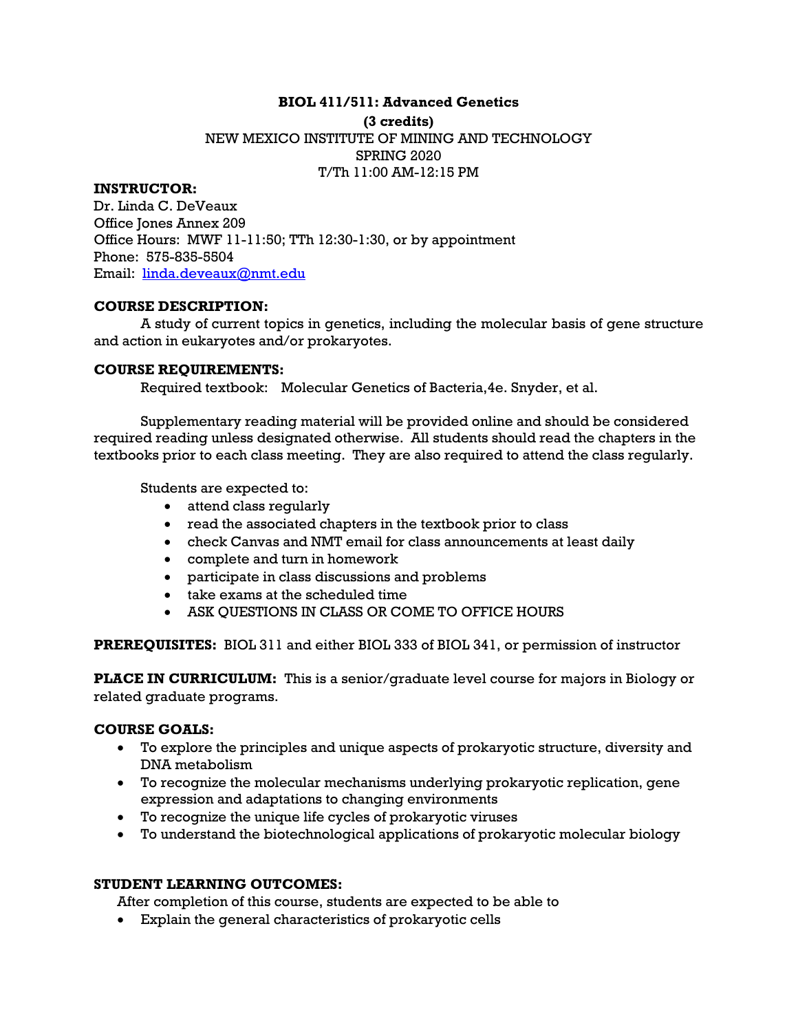**BIOL 411/511: Advanced Genetics**

**(3 credits)**

NEW MEXICO INSTITUTE OF MINING AND TECHNOLOGY

SPRING 2020

T/Th 11:00 AM-12:15 PM

**INSTRUCTOR:**

Dr. Linda C. DeVeaux

Office Jones Annex 209

Office Hours: MWF 11-11:50; TTh 12:30-1:30, or by appointment

Phone: 575-835-5504

Email: [linda.deveaux@nmt.edu](mailto:linda.deveaux@nmt.edu)

**COURSE DESCRIPTION:**

A study of current topics in genetics, including the molecular basis of gene structure and action in eukaryotes and/or prokaryotes.

**COURSE REQUIREMENTS:**

Required textbook: Molecular Genetics of Bacteria,4e. Snyder, et al.

Supplementary reading material will be provided online and should be considered required reading unless designated otherwise. All students should read the chapters in the textbooks prior to each class meeting. They are also required to attend the class regularly.

Students are expected to:

- attend class regularly
- read the associated chapters in the textbook prior to class
- check Canvas and NMT email for class announcements at least daily
- complete and turn in homework
- participate in class discussions and problems
- take exams at the scheduled time
- ASK QUESTIONS IN CLASS OR COME TO OFFICE HOURS

**PREREQUISITES:** BIOL 311 and either BIOL 333 of BIOL 341, or permission of instructor

**PLACE IN CURRICULUM:** This is a senior/graduate level course for majors in Biology or related graduate programs.

**COURSE GOALS:**

- To explore the principles and unique aspects of prokaryotic structure, diversity and DNA metabolism
- To recognize the molecular mechanisms underlying prokaryotic replication, gene expression and adaptations to changing environments
- To recognize the unique life cycles of prokaryotic viruses
- To understand the biotechnological applications of prokaryotic molecular biology

**STUDENT LEARNING OUTCOMES:**

After completion of this course, students are expected to be able to

- Explain the general characteristics of prokaryotic cells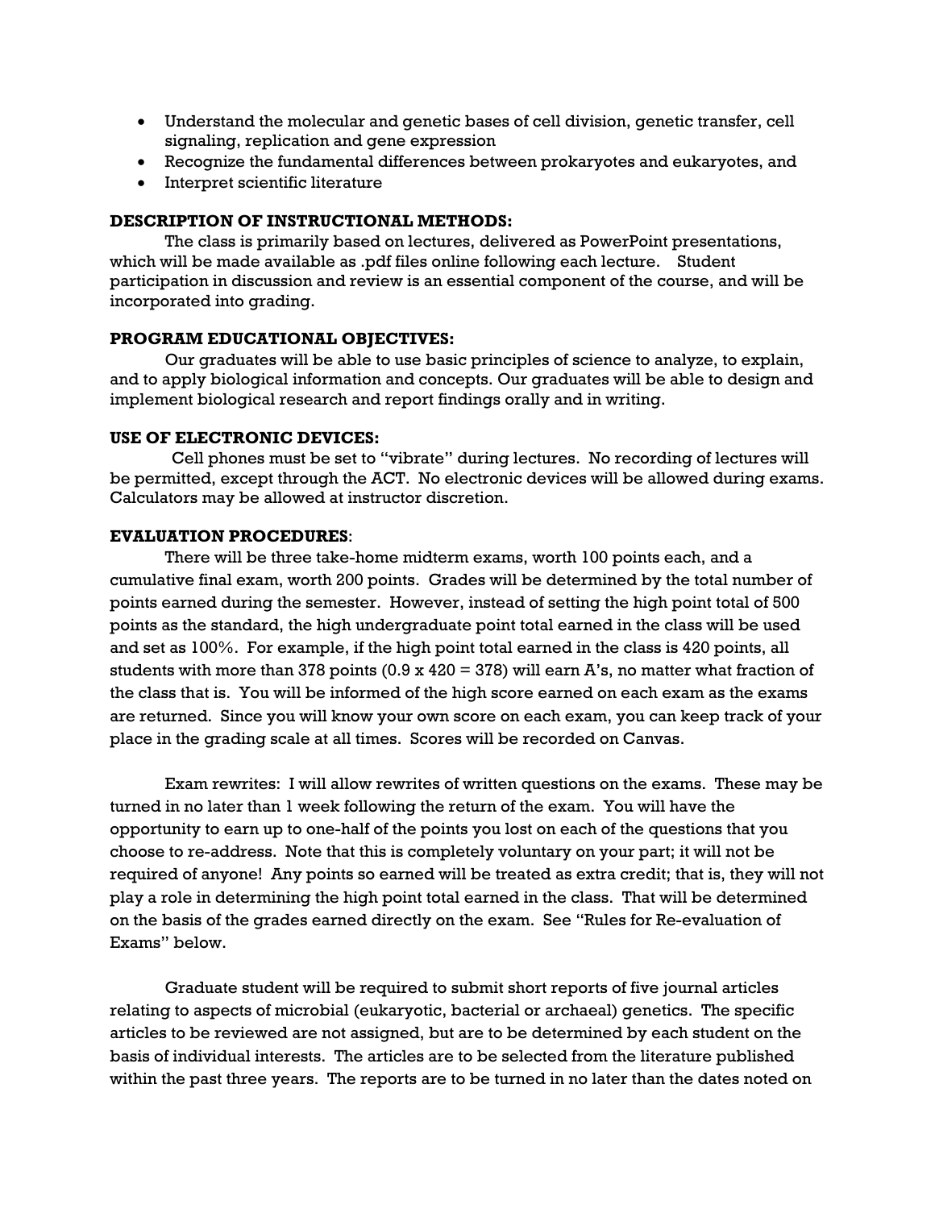- Understand the molecular and genetic bases of cell division, genetic transfer, cell signaling, replication and gene expression
- Recognize the fundamental differences between prokaryotes and eukaryotes, and
- Interpret scientific literature

### DESCRIPTION OF INSTRUCTIONAL METHODS:

The class is primarily based on lectures, delivered as PowerPoint presentations, which will be made available as .pdf files online following each lecture. Student participation in discussion and review is an essential component of the course, and will be incorporated into grading.

### PROGRAM EDUCATIONAL OBJECTIVES:

Our graduates will be able to use basic principles of science to analyze, to explain, and to apply biological information and concepts. Our graduates will be able to design and implement biological research and report findings orally and in writing.

### USE OF ELECTRONIC DEVICES:

Cell phones must be set to "vibrate" during lectures. No recording of lectures will be permitted, except through the ACT. No electronic devices will be allowed during exams. Calculators may be allowed at instructor discretion.

### EVALUATION PROCEDURES:

There will be three take-home midterm exams, worth 100 points each, and a cumulative final exam, worth 200 points. Grades will be determined by the total number of points earned during the semester. However, instead of setting the high point total of 500 points as the standard, the high undergraduate point total earned in the class will be used and set as 100%. For example, if the high point total earned in the class is 420 points, all students with more than 378 points ($0.9 \times 420 = 378$) will earn A's, no matter what fraction of the class that is. You will be informed of the high score earned on each exam as the exams are returned. Since you will know your own score on each exam, you can keep track of your place in the grading scale at all times. Scores will be recorded on Canvas.

Exam rewrites: I will allow rewrites of written questions on the exams. These may be turned in no later than 1 week following the return of the exam. You will have the opportunity to earn up to one-half of the points you lost on each of the questions that you choose to re-address. Note that this is completely voluntary on your part; it will not be required of anyone! Any points so earned will be treated as extra credit; that is, they will not play a role in determining the high point total earned in the class. That will be determined on the basis of the grades earned directly on the exam. See "Rules for Re-evaluation of Exams" below.

Graduate student will be required to submit short reports of five journal articles relating to aspects of microbial (eukaryotic, bacterial or archaeal) genetics. The specific articles to be reviewed are not assigned, but are to be determined by each student on the basis of individual interests. The articles are to be selected from the literature published within the past three years. The reports are to be turned in no later than the dates noted on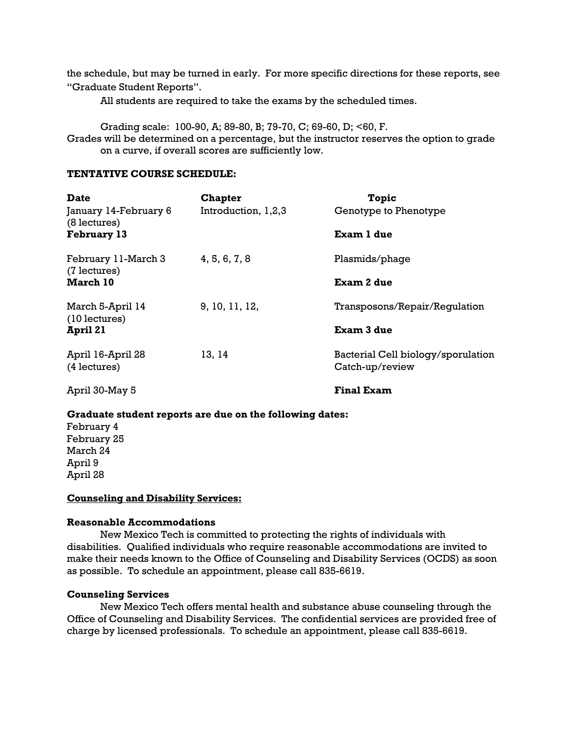the schedule, but may be turned in early. For more specific directions for these reports, see "Graduate Student Reports".

All students are required to take the exams by the scheduled times.

Grading scale: 100-90, A; 89-80, B; 79-70, C; 69-60, D; <60, F.

Grades will be determined on a percentage, but the instructor reserves the option to grade on a curve, if overall scores are sufficiently low.

**TENTATIVE COURSE SCHEDULE:**

| Date | Chapter | Topic |
|---|---|---|
| January 14-February 6 (8 lectures) | Introduction, 1,2,3 | Genotype to Phenotype |
| **February 13** | | **Exam 1 due** |
| February 11-March 3 (7 lectures) | 4, 5, 6, 7, 8 | Plasmids/phage |
| **March 10** | | **Exam 2 due** |
| March 5-April 14 (10 lectures) | 9, 10, 11, 12, | Transposons/Repair/Regulation |
| **April 21** | | **Exam 3 due** |
| April 16-April 28 (4 lectures) | 13, 14 | Bacterial Cell biology/sporulation<br>Catch-up/review |
| April 30-May 5 | | **Final Exam** |

**Graduate student reports are due on the following dates:**

February 4
February 25
March 24
April 9
April 28

**Counseling and Disability Services:**

**Reasonable Accommodations**

New Mexico Tech is committed to protecting the rights of individuals with disabilities. Qualified individuals who require reasonable accommodations are invited to make their needs known to the Office of Counseling and Disability Services (OCDS) as soon as possible. To schedule an appointment, please call 835-6619.

**Counseling Services**

New Mexico Tech offers mental health and substance abuse counseling through the Office of Counseling and Disability Services. The confidential services are provided free of charge by licensed professionals. To schedule an appointment, please call 835-6619.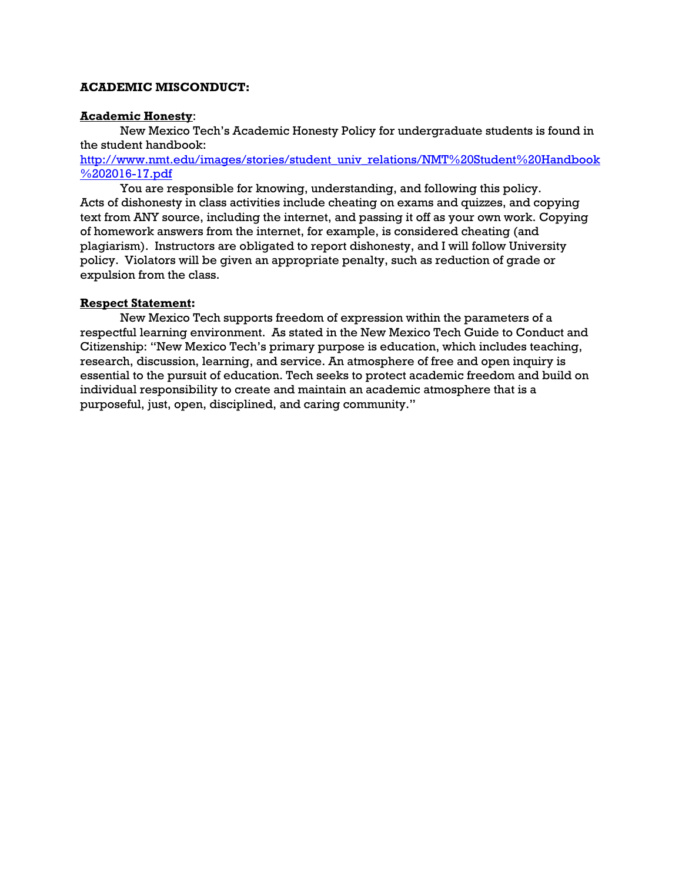**ACADEMIC MISCONDUCT:**

**Academic Honesty**:

New Mexico Tech's Academic Honesty Policy for undergraduate students is found in the student handbook:
[http://www.nmt.edu/images/stories/student_univ_relations/NMT%20Student%20Handbook%202016-17.pdf](http://www.nmt.edu/images/stories/student_univ_relations/NMT%20Student%20Handbook%202016-17.pdf)

You are responsible for knowing, understanding, and following this policy. Acts of dishonesty in class activities include cheating on exams and quizzes, and copying text from ANY source, including the internet, and passing it off as your own work. Copying of homework answers from the internet, for example, is considered cheating (and plagiarism). Instructors are obligated to report dishonesty, and I will follow University policy. Violators will be given an appropriate penalty, such as reduction of grade or expulsion from the class.

**Respect Statement:**

New Mexico Tech supports freedom of expression within the parameters of a respectful learning environment. As stated in the New Mexico Tech Guide to Conduct and Citizenship: "New Mexico Tech's primary purpose is education, which includes teaching, research, discussion, learning, and service. An atmosphere of free and open inquiry is essential to the pursuit of education. Tech seeks to protect academic freedom and build on individual responsibility to create and maintain an academic atmosphere that is a purposeful, just, open, disciplined, and caring community."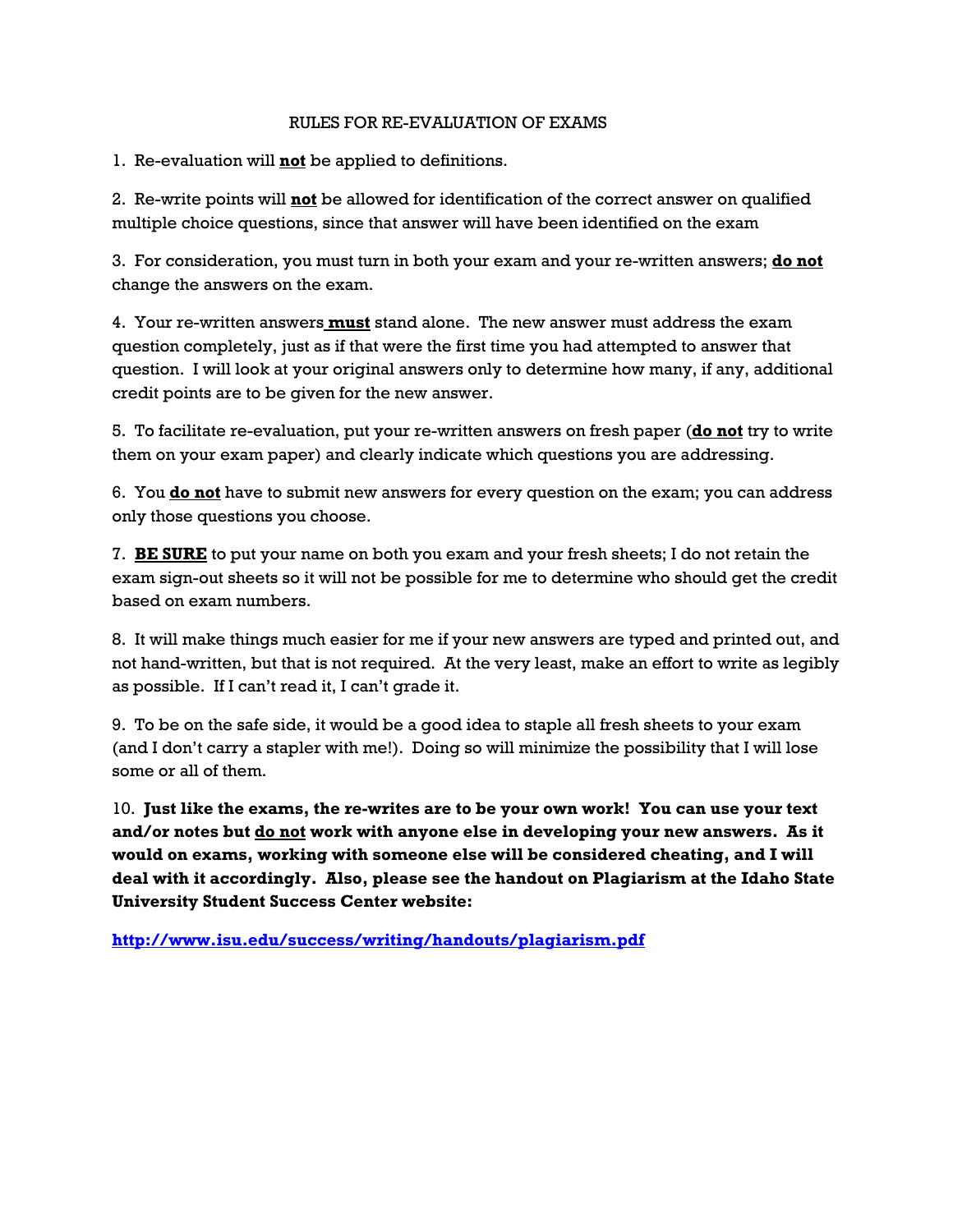# RULES FOR RE-EVALUATION OF EXAMS

1. Re-evaluation will **not** be applied to definitions.

2. Re-write points will **not** be allowed for identification of the correct answer on qualified multiple choice questions, since that answer will have been identified on the exam

3. For consideration, you must turn in both your exam and your re-written answers; **do not** change the answers on the exam.

4. Your re-written answers **must** stand alone. The new answer must address the exam question completely, just as if that were the first time you had attempted to answer that question. I will look at your original answers only to determine how many, if any, additional credit points are to be given for the new answer.

5. To facilitate re-evaluation, put your re-written answers on fresh paper (**do not** try to write them on your exam paper) and clearly indicate which questions you are addressing.

6. You **do not** have to submit new answers for every question on the exam; you can address only those questions you choose.

7. **BE SURE** to put your name on both you exam and your fresh sheets; I do not retain the exam sign-out sheets so it will not be possible for me to determine who should get the credit based on exam numbers.

8. It will make things much easier for me if your new answers are typed and printed out, and not hand-written, but that is not required. At the very least, make an effort to write as legibly as possible. If I can't read it, I can't grade it.

9. To be on the safe side, it would be a good idea to staple all fresh sheets to your exam (and I don't carry a stapler with me!). Doing so will minimize the possibility that I will lose some or all of them.

10. **Just like the exams, the re-writes are to be your own work! You can use your text and/or notes but do not work with anyone else in developing your new answers. As it would on exams, working with someone else will be considered cheating, and I will deal with it accordingly. Also, please see the handout on Plagiarism at the Idaho State University Student Success Center website:**

**http://www.isu.edu/success/writing/handouts/plagiarism.pdf**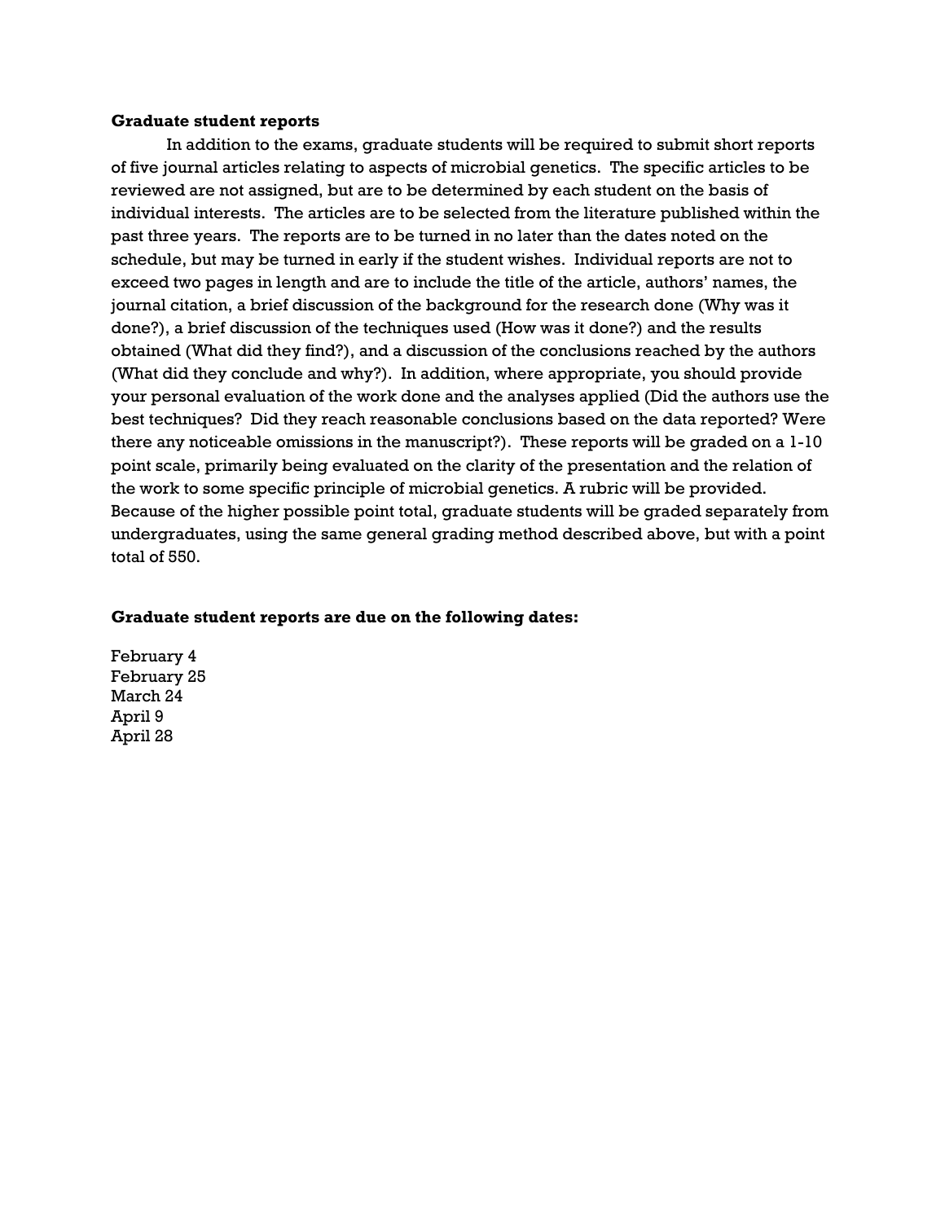**Graduate student reports**

In addition to the exams, graduate students will be required to submit short reports of five journal articles relating to aspects of microbial genetics. The specific articles to be reviewed are not assigned, but are to be determined by each student on the basis of individual interests. The articles are to be selected from the literature published within the past three years. The reports are to be turned in no later than the dates noted on the schedule, but may be turned in early if the student wishes. Individual reports are not to exceed two pages in length and are to include the title of the article, authors' names, the journal citation, a brief discussion of the background for the research done (Why was it done?), a brief discussion of the techniques used (How was it done?) and the results obtained (What did they find?), and a discussion of the conclusions reached by the authors (What did they conclude and why?). In addition, where appropriate, you should provide your personal evaluation of the work done and the analyses applied (Did the authors use the best techniques? Did they reach reasonable conclusions based on the data reported? Were there any noticeable omissions in the manuscript?). These reports will be graded on a 1-10 point scale, primarily being evaluated on the clarity of the presentation and the relation of the work to some specific principle of microbial genetics. A rubric will be provided. Because of the higher possible point total, graduate students will be graded separately from undergraduates, using the same general grading method described above, but with a point total of 550.

**Graduate student reports are due on the following dates:**

February 4
February 25
March 24
April 9
April 28